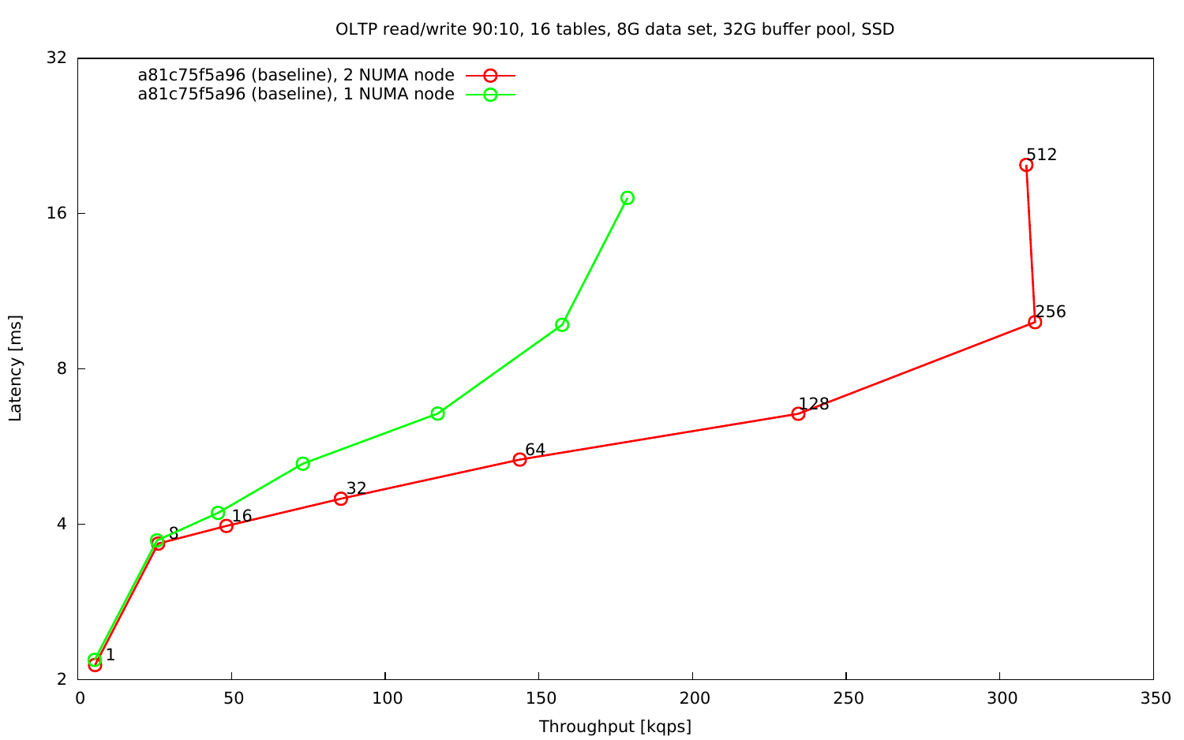OLTP read/write 90:10, 16 tables, 8G data set, 32G buffer pool, SSD

a81c75f5a96 (baseline), 2 NUMA node

a81c75f5a96 (baseline), 1 NUMA node

Latency [ms]

Throughput [kqps]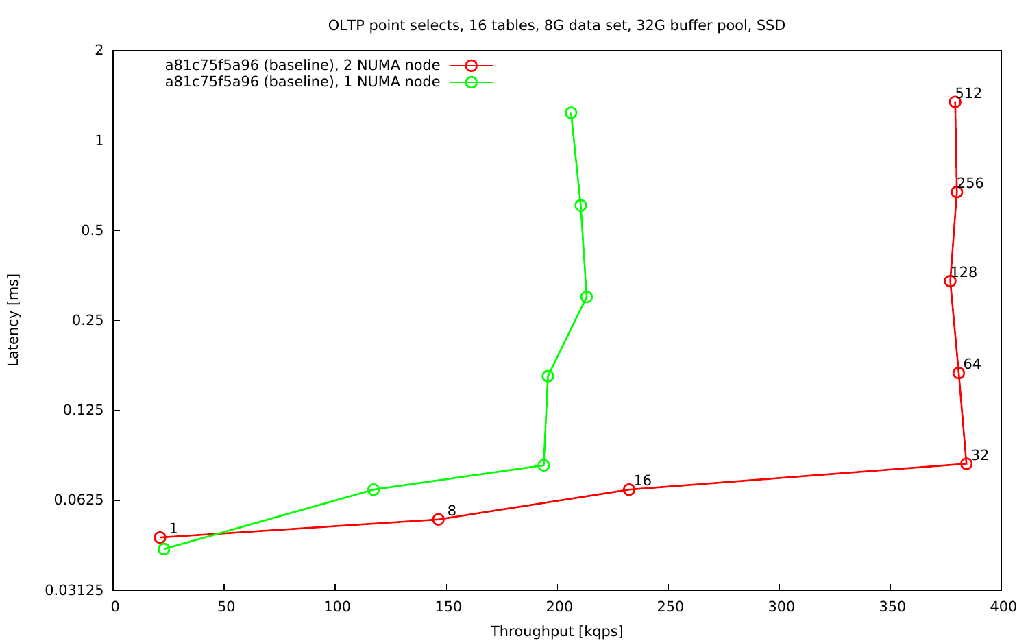OLTP point selects, 16 tables, 8G data set, 32G buffer pool, SSD

- a81c75f5a96 (baseline), 2 NUMA node
- a81c75f5a96 (baseline), 1 NUMA node

Latency [ms]

Throughput [kqps]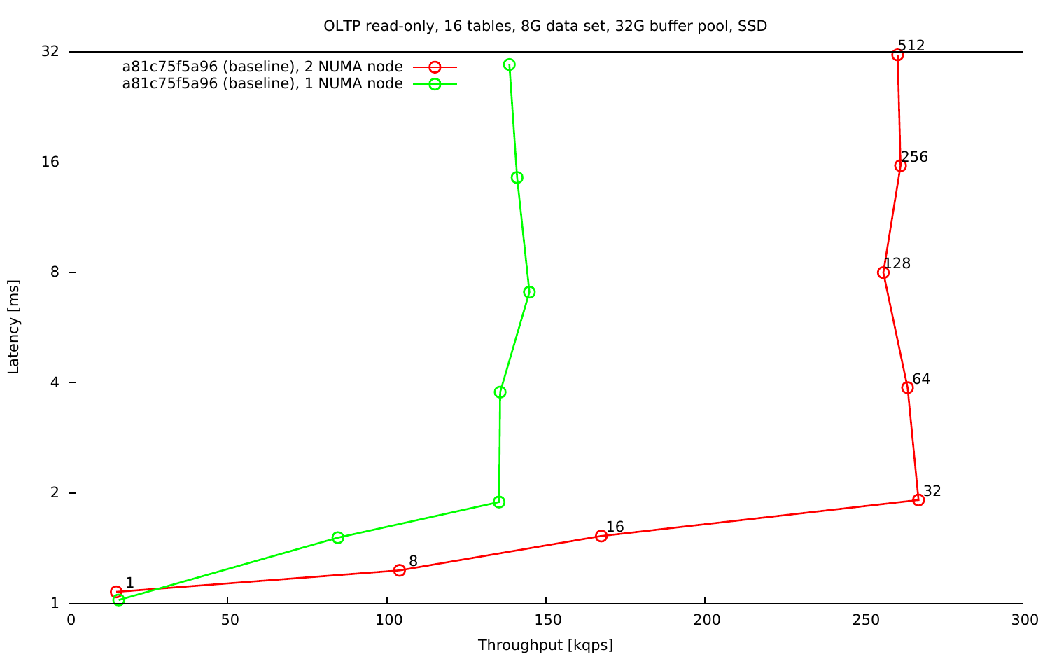OLTP read-only, 16 tables, 8G data set, 32G buffer pool, SSD

- a81c75f5a96 (baseline), 2 NUMA node
- a81c75f5a96 (baseline), 1 NUMA node

Latency [ms]

Throughput [kqps]

1, 8, 16, 32, 64, 128, 256, 512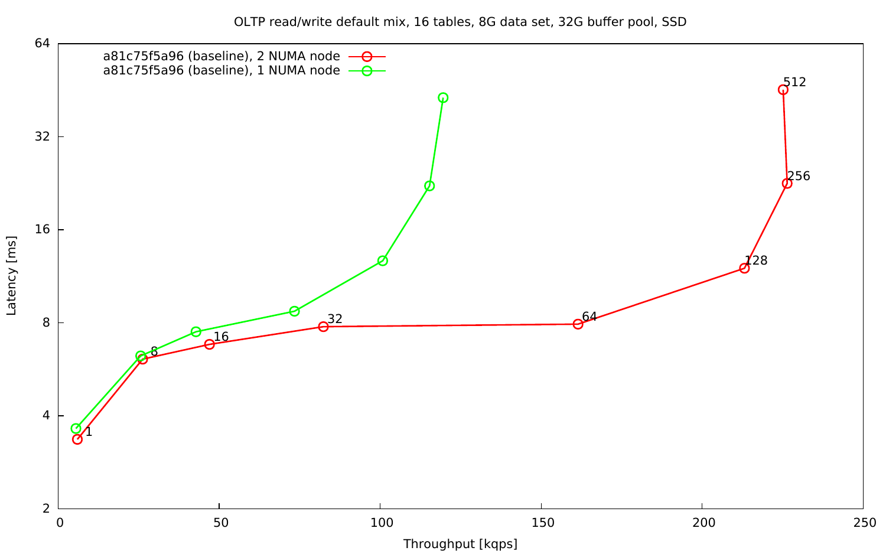OLTP read/write default mix, 16 tables, 8G data set, 32G buffer pool, SSD

a81c75f5a96 (baseline), 2 NUMA node

a81c75f5a96 (baseline), 1 NUMA node

Latency [ms]

Throughput [kqps]

1, 8, 16, 32, 64, 128, 256, 512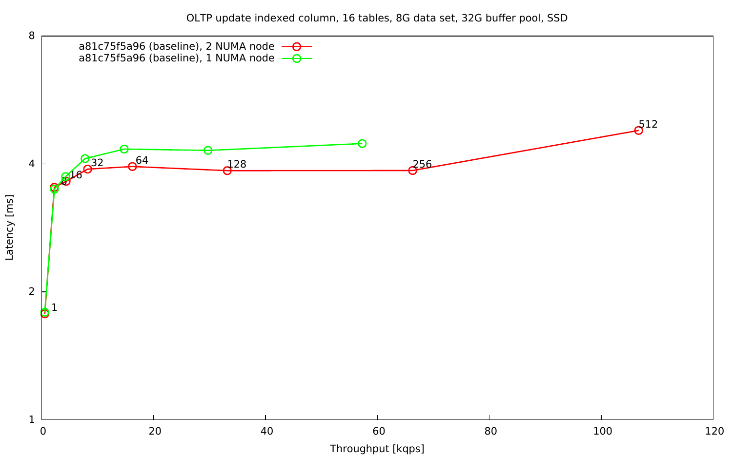OLTP update indexed column, 16 tables, 8G data set, 32G buffer pool, SSD

- a81c75f5a96 (baseline), 2 NUMA node
- a81c75f5a96 (baseline), 1 NUMA node

Latency [ms]

Throughput [kqps]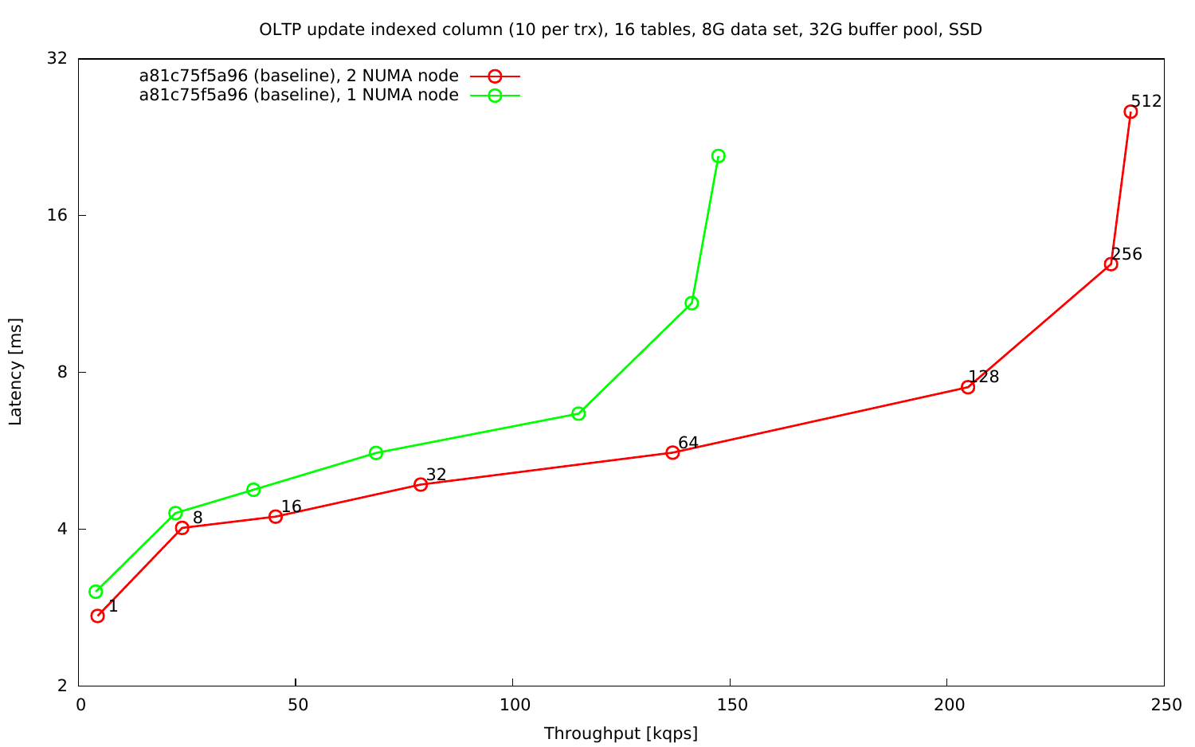OLTP update indexed column (10 per trx), 16 tables, 8G data set, 32G buffer pool, SSD

a81c75f5a96 (baseline), 2 NUMA node

a81c75f5a96 (baseline), 1 NUMA node

Latency [ms]

Throughput [kqps]

1, 8, 16, 32, 64, 128, 256, 512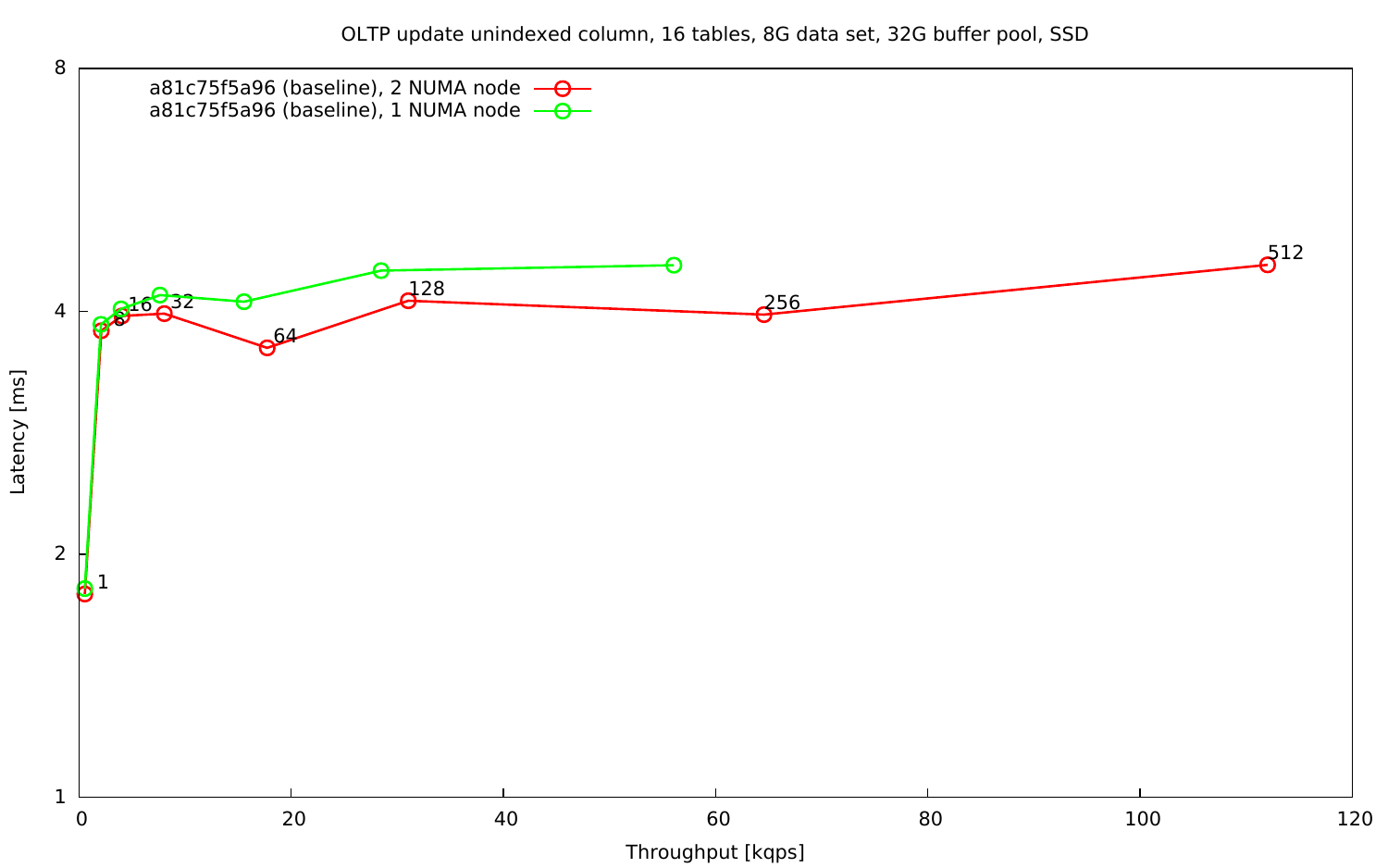OLTP update unindexed column, 16 tables, 8G data set, 32G buffer pool, SSD

- a81c75f5a96 (baseline), 2 NUMA node
- a81c75f5a96 (baseline), 1 NUMA node

Latency [ms]

Throughput [kqps]

1, 8, 16, 32, 64, 128, 256, 512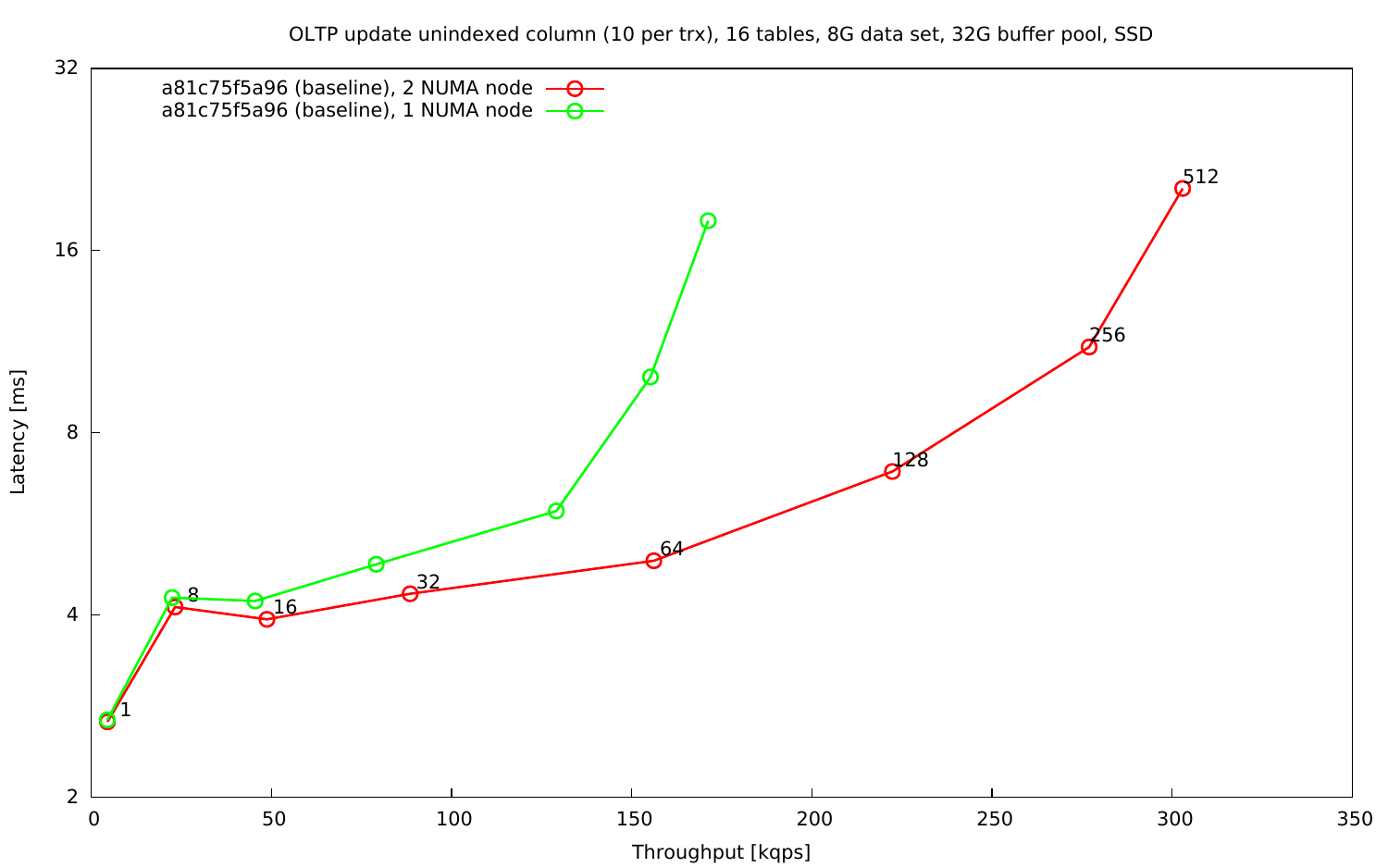OLTP update unindexed column (10 per trx), 16 tables, 8G data set, 32G buffer pool, SSD

a81c75f5a96 (baseline), 2 NUMA node

a81c75f5a96 (baseline), 1 NUMA node

Latency [ms]

32

16

8

4

2

Throughput [kqps]

0 50 100 150 200 250 300 350

1

8

16

32

64

128

256

512